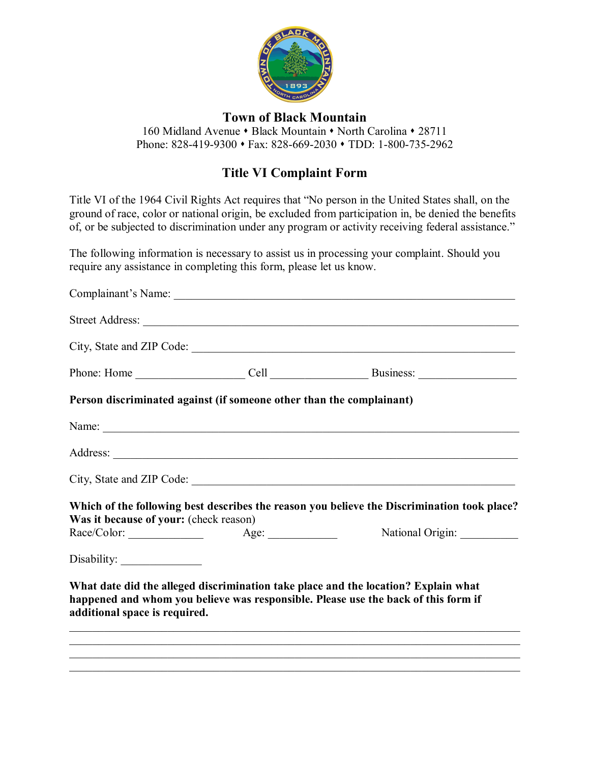# Town of Black Mountain

160 Midland Avenue • Black Mountain • North Carolina • 28711
Phone: 828-419-9300 • Fax: 828-669-2030 • TDD: 1-800-735-2962

## Title VI Complaint Form

Title VI of the 1964 Civil Rights Act requires that "No person in the United States shall, on the ground of race, color or national origin, be excluded from participation in, be denied the benefits of, or be subjected to discrimination under any program or activity receiving federal assistance."

The following information is necessary to assist us in processing your complaint. Should you require any assistance in completing this form, please let us know.

Complainant's Name: ____________________________________________________________

Street Address: ________________________________________________________________

City, State and ZIP Code: _______________________________________________________

Phone: Home ___________________ Cell _________________ Business: _________________

**Person discriminated against (if someone other than the complainant)**

Name: ________________________________________________________________________

Address: ______________________________________________________________________

City, State and ZIP Code: _______________________________________________________

**Which of the following best describes the reason you believe the Discrimination took place? Was it because of your:** (check reason)

Race/Color: _____________ Age: ____________ National Origin: __________

Disability: ______________

**What date did the alleged discrimination take place and the location? Explain what happened and whom you believe was responsible. Please use the back of this form if additional space is required.**

________________________________________________________________________________

________________________________________________________________________________

________________________________________________________________________________

________________________________________________________________________________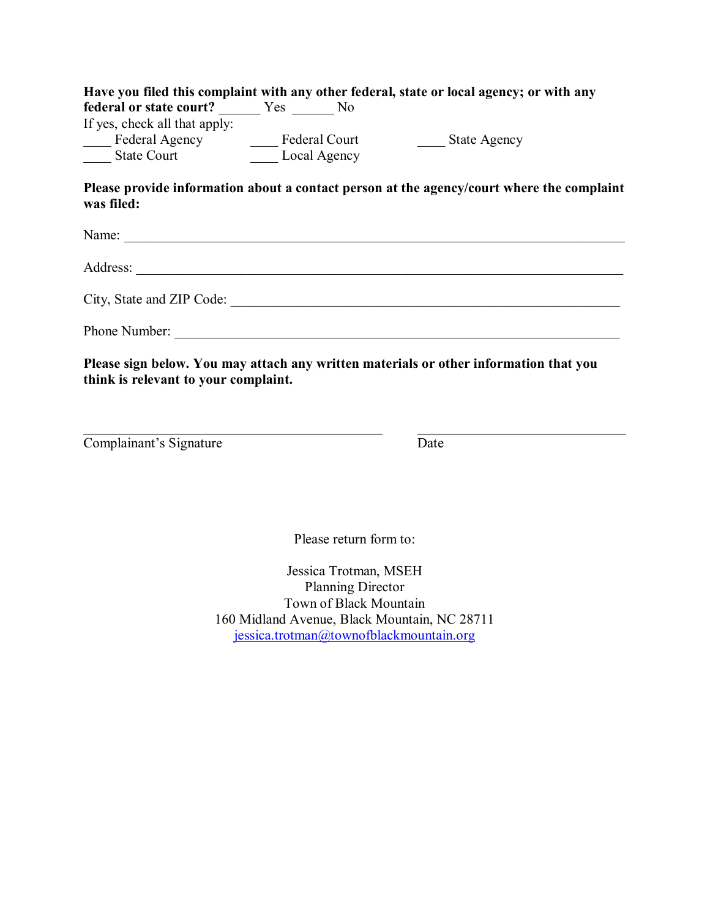**Have you filed this complaint with any other federal, state or local agency; or with any federal or state court?** ______ Yes ______ No

If yes, check all that apply:

____ Federal Agency ____ Federal Court ____ State Agency

____ State Court ____ Local Agency

**Please provide information about a contact person at the agency/court where the complaint was filed:**

Name: ______________________________________________________________________

Address: ____________________________________________________________________

City, State and ZIP Code: _____________________________________________________

Phone Number: ______________________________________________________________

**Please sign below. You may attach any written materials or other information that you think is relevant to your complaint.**

_________________________________________ ____________________________

Complainant's Signature Date

Please return form to:

Jessica Trotman, MSEH
Planning Director
Town of Black Mountain
160 Midland Avenue, Black Mountain, NC 28711
jessica.trotman@townofblackmountain.org